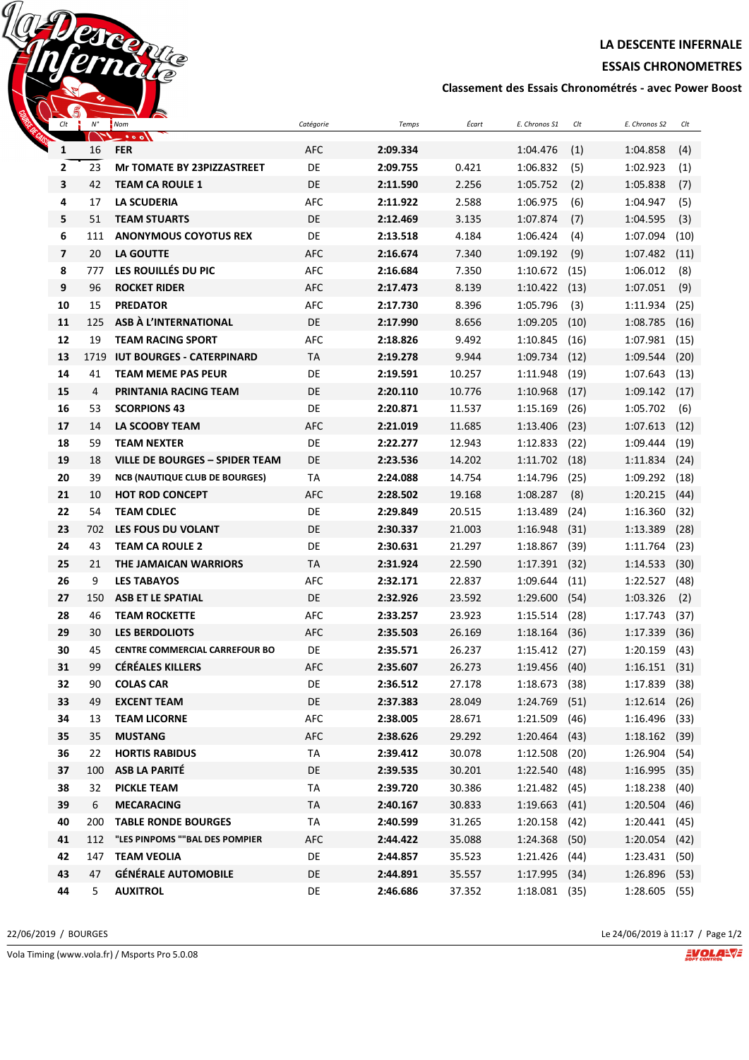# LA DESCENTE INFERNALE

## ESSAIS CHRONOMETRES

### Classement des Essais Chronométrés - avec Power Boost

| Clt | N° | Nom | Catégorie | Temps | Écart | E. Chronos S1 | Clt | E. Chronos S2 | Clt |
|---|---|---|---|---|---|---|---|---|---|
| 1 | 16 | FER | AFC | 2:09.334 | | 1:04.476 | (1) | 1:04.858 | (4) |
| 2 | 23 | Mr TOMATE BY 23PIZZASTREET | DE | 2:09.755 | 0.421 | 1:06.832 | (5) | 1:02.923 | (1) |
| 3 | 42 | TEAM CA ROULE 1 | DE | 2:11.590 | 2.256 | 1:05.752 | (2) | 1:05.838 | (7) |
| 4 | 17 | LA SCUDERIA | AFC | 2:11.922 | 2.588 | 1:06.975 | (6) | 1:04.947 | (5) |
| 5 | 51 | TEAM STUARTS | DE | 2:12.469 | 3.135 | 1:07.874 | (7) | 1:04.595 | (3) |
| 6 | 111 | ANONYMOUS COYOTUS REX | DE | 2:13.518 | 4.184 | 1:06.424 | (4) | 1:07.094 | (10) |
| 7 | 20 | LA GOUTTE | AFC | 2:16.674 | 7.340 | 1:09.192 | (9) | 1:07.482 | (11) |
| 8 | 777 | LES ROUILLÉS DU PIC | AFC | 2:16.684 | 7.350 | 1:10.672 | (15) | 1:06.012 | (8) |
| 9 | 96 | ROCKET RIDER | AFC | 2:17.473 | 8.139 | 1:10.422 | (13) | 1:07.051 | (9) |
| 10 | 15 | PREDATOR | AFC | 2:17.730 | 8.396 | 1:05.796 | (3) | 1:11.934 | (25) |
| 11 | 125 | ASB À L'INTERNATIONAL | DE | 2:17.990 | 8.656 | 1:09.205 | (10) | 1:08.785 | (16) |
| 12 | 19 | TEAM RACING SPORT | AFC | 2:18.826 | 9.492 | 1:10.845 | (16) | 1:07.981 | (15) |
| 13 | 1719 | IUT BOURGES - CATERPINARD | TA | 2:19.278 | 9.944 | 1:09.734 | (12) | 1:09.544 | (20) |
| 14 | 41 | TEAM MEME PAS PEUR | DE | 2:19.591 | 10.257 | 1:11.948 | (19) | 1:07.643 | (13) |
| 15 | 4 | PRINTANIA RACING TEAM | DE | 2:20.110 | 10.776 | 1:10.968 | (17) | 1:09.142 | (17) |
| 16 | 53 | SCORPIONS 43 | DE | 2:20.871 | 11.537 | 1:15.169 | (26) | 1:05.702 | (6) |
| 17 | 14 | LA SCOOBY TEAM | AFC | 2:21.019 | 11.685 | 1:13.406 | (23) | 1:07.613 | (12) |
| 18 | 59 | TEAM NEXTER | DE | 2:22.277 | 12.943 | 1:12.833 | (22) | 1:09.444 | (19) |
| 19 | 18 | VILLE DE BOURGES – SPIDER TEAM | DE | 2:23.536 | 14.202 | 1:11.702 | (18) | 1:11.834 | (24) |
| 20 | 39 | NCB (NAUTIQUE CLUB DE BOURGES) | TA | 2:24.088 | 14.754 | 1:14.796 | (25) | 1:09.292 | (18) |
| 21 | 10 | HOT ROD CONCEPT | AFC | 2:28.502 | 19.168 | 1:08.287 | (8) | 1:20.215 | (44) |
| 22 | 54 | TEAM CDLEC | DE | 2:29.849 | 20.515 | 1:13.489 | (24) | 1:16.360 | (32) |
| 23 | 702 | LES FOUS DU VOLANT | DE | 2:30.337 | 21.003 | 1:16.948 | (31) | 1:13.389 | (28) |
| 24 | 43 | TEAM CA ROULE 2 | DE | 2:30.631 | 21.297 | 1:18.867 | (39) | 1:11.764 | (23) |
| 25 | 21 | THE JAMAICAN WARRIORS | TA | 2:31.924 | 22.590 | 1:17.391 | (32) | 1:14.533 | (30) |
| 26 | 9 | LES TABAYOS | AFC | 2:32.171 | 22.837 | 1:09.644 | (11) | 1:22.527 | (48) |
| 27 | 150 | ASB ET LE SPATIAL | DE | 2:32.926 | 23.592 | 1:29.600 | (54) | 1:03.326 | (2) |
| 28 | 46 | TEAM ROCKETTE | AFC | 2:33.257 | 23.923 | 1:15.514 | (28) | 1:17.743 | (37) |
| 29 | 30 | LES BERDOLIOTS | AFC | 2:35.503 | 26.169 | 1:18.164 | (36) | 1:17.339 | (36) |
| 30 | 45 | CENTRE COMMERCIAL CARREFOUR BO | DE | 2:35.571 | 26.237 | 1:15.412 | (27) | 1:20.159 | (43) |
| 31 | 99 | CÉRÉALES KILLERS | AFC | 2:35.607 | 26.273 | 1:19.456 | (40) | 1:16.151 | (31) |
| 32 | 90 | COLAS CAR | DE | 2:36.512 | 27.178 | 1:18.673 | (38) | 1:17.839 | (38) |
| 33 | 49 | EXCENT TEAM | DE | 2:37.383 | 28.049 | 1:24.769 | (51) | 1:12.614 | (26) |
| 34 | 13 | TEAM LICORNE | AFC | 2:38.005 | 28.671 | 1:21.509 | (46) | 1:16.496 | (33) |
| 35 | 35 | MUSTANG | AFC | 2:38.626 | 29.292 | 1:20.464 | (43) | 1:18.162 | (39) |
| 36 | 22 | HORTIS RABIDUS | TA | 2:39.412 | 30.078 | 1:12.508 | (20) | 1:26.904 | (54) |
| 37 | 100 | ASB LA PARITÉ | DE | 2:39.535 | 30.201 | 1:22.540 | (48) | 1:16.995 | (35) |
| 38 | 32 | PICKLE TEAM | TA | 2:39.720 | 30.386 | 1:21.482 | (45) | 1:18.238 | (40) |
| 39 | 6 | MECARACING | TA | 2:40.167 | 30.833 | 1:19.663 | (41) | 1:20.504 | (46) |
| 40 | 200 | TABLE RONDE BOURGES | TA | 2:40.599 | 31.265 | 1:20.158 | (42) | 1:20.441 | (45) |
| 41 | 112 | "LES PINPOMS ""BAL DES POMPIER | AFC | 2:44.422 | 35.088 | 1:24.368 | (50) | 1:20.054 | (42) |
| 42 | 147 | TEAM VEOLIA | DE | 2:44.857 | 35.523 | 1:21.426 | (44) | 1:23.431 | (50) |
| 43 | 47 | GÉNÉRALE AUTOMOBILE | DE | 2:44.891 | 35.557 | 1:17.995 | (34) | 1:26.896 | (53) |
| 44 | 5 | AUXITROL | DE | 2:46.686 | 37.352 | 1:18.081 | (35) | 1:28.605 | (55) |

22/06/2019 / BOURGES

Le 24/06/2019 à 11:17

Vola Timing (www.vola.fr) / Msports Pro 5.0.08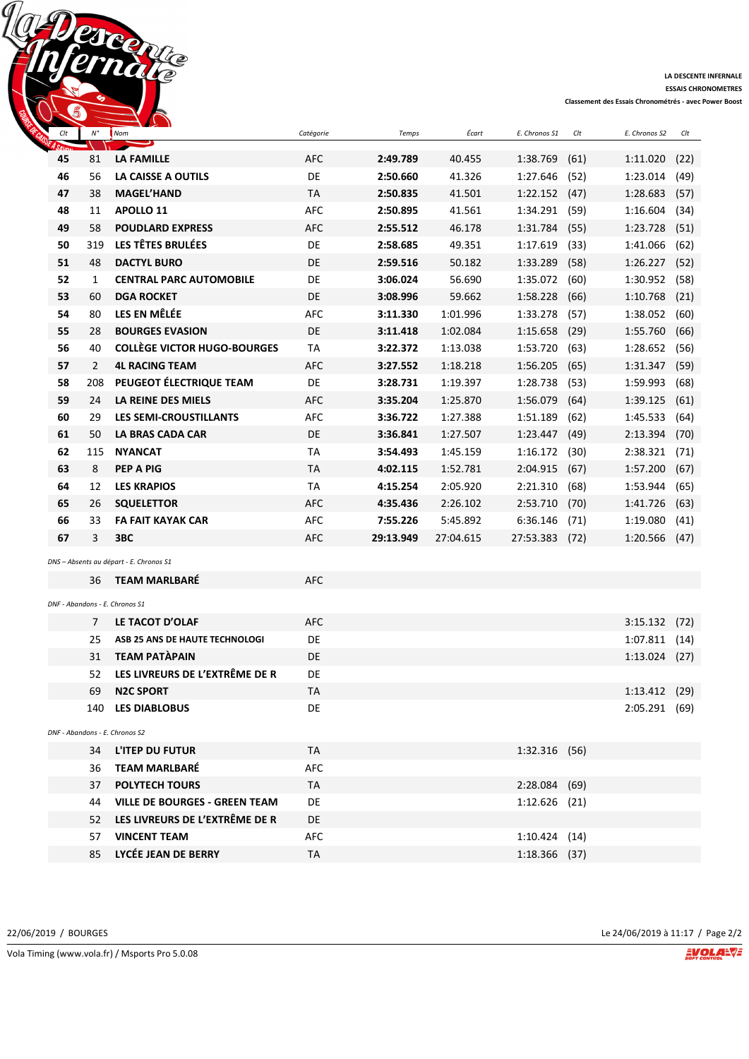LA DESCENTE INFERNALE
ESSAIS CHRONOMETRES
Classement des Essais Chronométrés - avec Power Boost

| Clt | N° | Nom | Catégorie | Temps | Écart | E. Chronos S1 | Clt | E. Chronos S2 | Clt |
|---|---|---|---|---|---|---|---|---|---|
| **45** | 81 | **LA FAMILLE** | AFC | **2:49.789** | 40.455 | 1:38.769 | (61) | 1:11.020 | (22) |
| **46** | 56 | **LA CAISSE A OUTILS** | DE | **2:50.660** | 41.326 | 1:27.646 | (52) | 1:23.014 | (49) |
| **47** | 38 | **MAGEL'HAND** | TA | **2:50.835** | 41.501 | 1:22.152 | (47) | 1:28.683 | (57) |
| **48** | 11 | **APOLLO 11** | AFC | **2:50.895** | 41.561 | 1:34.291 | (59) | 1:16.604 | (34) |
| **49** | 58 | **POUDLARD EXPRESS** | AFC | **2:55.512** | 46.178 | 1:31.784 | (55) | 1:23.728 | (51) |
| **50** | 319 | **LES TÊTES BRULÉES** | DE | **2:58.685** | 49.351 | 1:17.619 | (33) | 1:41.066 | (62) |
| **51** | 48 | **DACTYL BURO** | DE | **2:59.516** | 50.182 | 1:33.289 | (58) | 1:26.227 | (52) |
| **52** | 1 | **CENTRAL PARC AUTOMOBILE** | DE | **3:06.024** | 56.690 | 1:35.072 | (60) | 1:30.952 | (58) |
| **53** | 60 | **DGA ROCKET** | DE | **3:08.996** | 59.662 | 1:58.228 | (66) | 1:10.768 | (21) |
| **54** | 80 | **LES EN MÊLÉE** | AFC | **3:11.330** | 1:01.996 | 1:33.278 | (57) | 1:38.052 | (60) |
| **55** | 28 | **BOURGES EVASION** | DE | **3:11.418** | 1:02.084 | 1:15.658 | (29) | 1:55.760 | (66) |
| **56** | 40 | **COLLÈGE VICTOR HUGO-BOURGES** | TA | **3:22.372** | 1:13.038 | 1:53.720 | (63) | 1:28.652 | (56) |
| **57** | 2 | **4L RACING TEAM** | AFC | **3:27.552** | 1:18.218 | 1:56.205 | (65) | 1:31.347 | (59) |
| **58** | 208 | **PEUGEOT ÉLECTRIQUE TEAM** | DE | **3:28.731** | 1:19.397 | 1:28.738 | (53) | 1:59.993 | (68) |
| **59** | 24 | **LA REINE DES MIELS** | AFC | **3:35.204** | 1:25.870 | 1:56.079 | (64) | 1:39.125 | (61) |
| **60** | 29 | **LES SEMI-CROUSTILLANTS** | AFC | **3:36.722** | 1:27.388 | 1:51.189 | (62) | 1:45.533 | (64) |
| **61** | 50 | **LA BRAS CADA CAR** | DE | **3:36.841** | 1:27.507 | 1:23.447 | (49) | 2:13.394 | (70) |
| **62** | 115 | **NYANCAT** | TA | **3:54.493** | 1:45.159 | 1:16.172 | (30) | 2:38.321 | (71) |
| **63** | 8 | **PEP A PIG** | TA | **4:02.115** | 1:52.781 | 2:04.915 | (67) | 1:57.200 | (67) |
| **64** | 12 | **LES KRAPIOS** | TA | **4:15.254** | 2:05.920 | 2:21.310 | (68) | 1:53.944 | (65) |
| **65** | 26 | **SQUELETTOR** | AFC | **4:35.436** | 2:26.102 | 2:53.710 | (70) | 1:41.726 | (63) |
| **66** | 33 | **FA FAIT KAYAK CAR** | AFC | **7:55.226** | 5:45.892 | 6:36.146 | (71) | 1:19.080 | (41) |
| **67** | 3 | **3BC** | AFC | **29:13.949** | 27:04.615 | 27:53.383 | (72) | 1:20.566 | (47) |

*DNS – Absents au départ - E. Chronos S1*

| Clt | N° | Nom | Catégorie | Temps | Écart | E. Chronos S1 | Clt | E. Chronos S2 | Clt |
|---|---|---|---|---|---|---|---|---|---|
| | 36 | **TEAM MARLBARÉ** | AFC | | | | | | |

*DNF - Abandons - E. Chronos S1*

| Clt | N° | Nom | Catégorie | Temps | Écart | E. Chronos S1 | Clt | E. Chronos S2 | Clt |
|---|---|---|---|---|---|---|---|---|---|
| | 7 | **LE TACOT D'OLAF** | AFC | | | | | 3:15.132 | (72) |
| | 25 | **ASB 25 ANS DE HAUTE TECHNOLOGI** | DE | | | | | 1:07.811 | (14) |
| | 31 | **TEAM PATÀPAIN** | DE | | | | | 1:13.024 | (27) |
| | 52 | **LES LIVREURS DE L'EXTRÊME DE R** | DE | | | | | | |
| | 69 | **N2C SPORT** | TA | | | | | 1:13.412 | (29) |
| | 140 | **LES DIABLOBUS** | DE | | | | | 2:05.291 | (69) |

*DNF - Abandons - E. Chronos S2*

| Clt | N° | Nom | Catégorie | Temps | Écart | E. Chronos S1 | Clt | E. Chronos S2 | Clt |
|---|---|---|---|---|---|---|---|---|---|
| | 34 | **L'ITEP DU FUTUR** | TA | | | 1:32.316 | (56) | | |
| | 36 | **TEAM MARLBARÉ** | AFC | | | | | | |
| | 37 | **POLYTECH TOURS** | TA | | | 2:28.084 | (69) | | |
| | 44 | **VILLE DE BOURGES - GREEN TEAM** | DE | | | 1:12.626 | (21) | | |
| | 52 | **LES LIVREURS DE L'EXTRÊME DE R** | DE | | | | | | |
| | 57 | **VINCENT TEAM** | AFC | | | 1:10.424 | (14) | | |
| | 85 | **LYCÉE JEAN DE BERRY** | TA | | | 1:18.366 | (37) | | |

22/06/2019 / BOURGES

Le 24/06/2019 à 11:17

Vola Timing (www.vola.fr) / Msports Pro 5.0.08